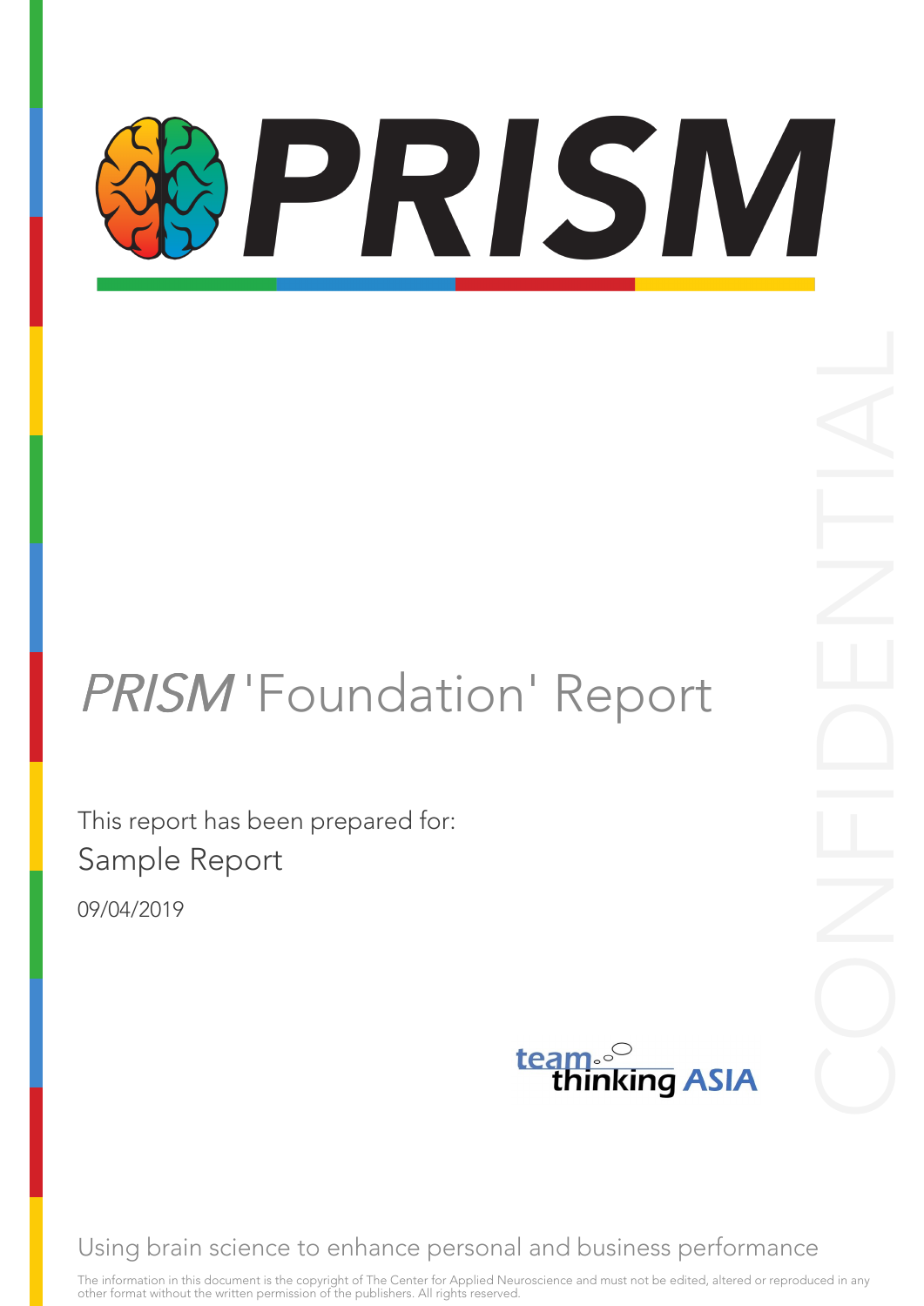# PRISM

CONFIDENTIAL

## *PRISM* 'Foundation' Report

This report has been prepared for:

Sample Report

09/04/2019

team thinking ASIA

Using brain science to enhance personal and business performance

The information in this document is the copyright of The Center for Applied Neuroscience and must not be edited, altered or reproduced in any other format without the written permission of the publishers. All rights reserved.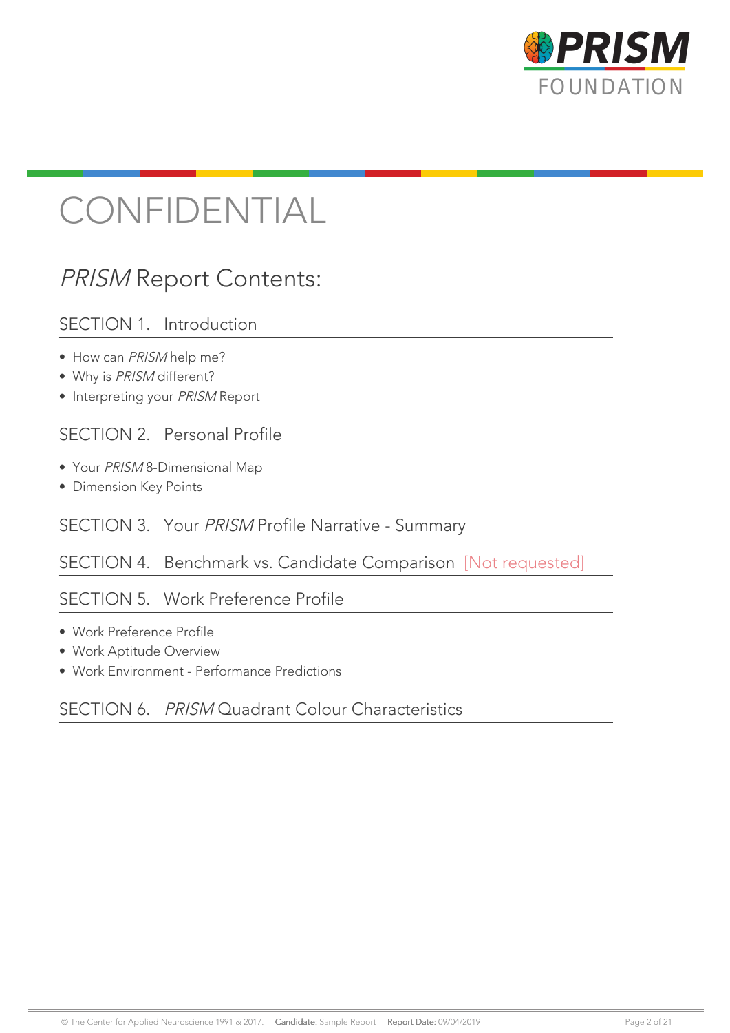# CONFIDENTIAL

## *PRISM* Report Contents:

### SECTION 1. Introduction

- How can *PRISM* help me?
- Why is *PRISM* different?
- Interpreting your *PRISM* Report

### SECTION 2. Personal Profile

- Your *PRISM* 8-Dimensional Map
- Dimension Key Points

### SECTION 3. Your *PRISM* Profile Narrative - Summary

### SECTION 4. Benchmark vs. Candidate Comparison [Not requested]

### SECTION 5. Work Preference Profile

- Work Preference Profile
- Work Aptitude Overview
- Work Environment - Performance Predictions

### SECTION 6. *PRISM* Quadrant Colour Characteristics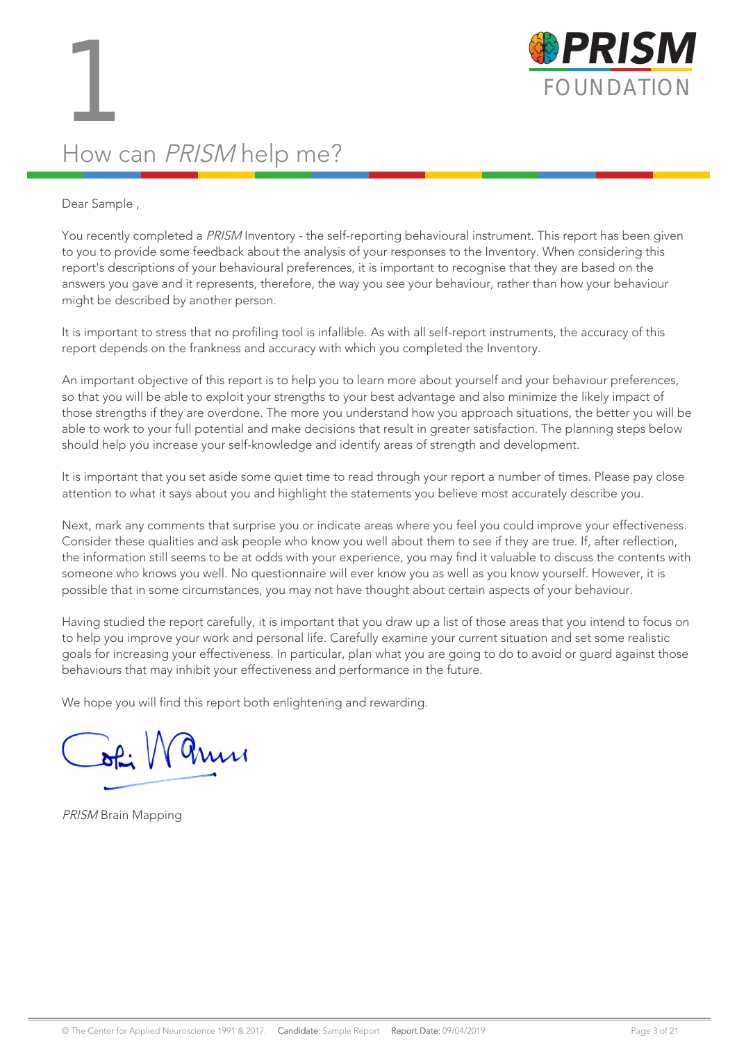# 1

## How can *PRISM* help me?

Dear Sample ,

You recently completed a *PRISM* Inventory - the self-reporting behavioural instrument. This report has been given to you to provide some feedback about the analysis of your responses to the Inventory. When considering this report's descriptions of your behavioural preferences, it is important to recognise that they are based on the answers you gave and it represents, therefore, the way you see your behaviour, rather than how your behaviour might be described by another person.

It is important to stress that no profiling tool is infallible. As with all self-report instruments, the accuracy of this report depends on the frankness and accuracy with which you completed the Inventory.

An important objective of this report is to help you to learn more about yourself and your behaviour preferences, so that you will be able to exploit your strengths to your best advantage and also minimize the likely impact of those strengths if they are overdone. The more you understand how you approach situations, the better you will be able to work to your full potential and make decisions that result in greater satisfaction. The planning steps below should help you increase your self-knowledge and identify areas of strength and development.

It is important that you set aside some quiet time to read through your report a number of times. Please pay close attention to what it says about you and highlight the statements you believe most accurately describe you.

Next, mark any comments that surprise you or indicate areas where you feel you could improve your effectiveness. Consider these qualities and ask people who know you well about them to see if they are true. If, after reflection, the information still seems to be at odds with your experience, you may find it valuable to discuss the contents with someone who knows you well. No questionnaire will ever know you as well as you know yourself. However, it is possible that in some circumstances, you may not have thought about certain aspects of your behaviour.

Having studied the report carefully, it is important that you draw up a list of those areas that you intend to focus on to help you improve your work and personal life. Carefully examine your current situation and set some realistic goals for increasing your effectiveness. In particular, plan what you are going to do to avoid or guard against those behaviours that may inhibit your effectiveness and performance in the future.

We hope you will find this report both enlightening and rewarding.

*PRISM* Brain Mapping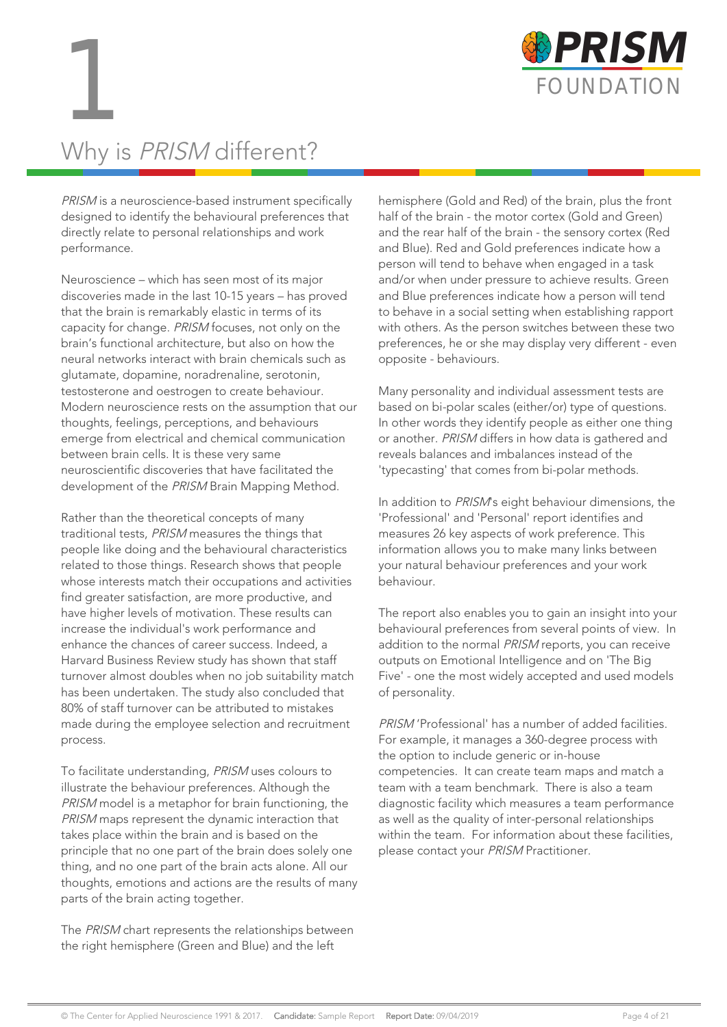# 1

# Why is *PRISM* different?

*PRISM* is a neuroscience-based instrument specifically designed to identify the behavioural preferences that directly relate to personal relationships and work performance.

Neuroscience – which has seen most of its major discoveries made in the last 10-15 years – has proved that the brain is remarkably elastic in terms of its capacity for change. *PRISM* focuses, not only on the brain's functional architecture, but also on how the neural networks interact with brain chemicals such as glutamate, dopamine, noradrenaline, serotonin, testosterone and oestrogen to create behaviour. Modern neuroscience rests on the assumption that our thoughts, feelings, perceptions, and behaviours emerge from electrical and chemical communication between brain cells. It is these very same neuroscientific discoveries that have facilitated the development of the *PRISM* Brain Mapping Method.

Rather than the theoretical concepts of many traditional tests, *PRISM* measures the things that people like doing and the behavioural characteristics related to those things. Research shows that people whose interests match their occupations and activities find greater satisfaction, are more productive, and have higher levels of motivation. These results can increase the individual's work performance and enhance the chances of career success. Indeed, a Harvard Business Review study has shown that staff turnover almost doubles when no job suitability match has been undertaken. The study also concluded that 80% of staff turnover can be attributed to mistakes made during the employee selection and recruitment process.

To facilitate understanding, *PRISM* uses colours to illustrate the behaviour preferences. Although the *PRISM* model is a metaphor for brain functioning, the *PRISM* maps represent the dynamic interaction that takes place within the brain and is based on the principle that no one part of the brain does solely one thing, and no one part of the brain acts alone. All our thoughts, emotions and actions are the results of many parts of the brain acting together.

The *PRISM* chart represents the relationships between the right hemisphere (Green and Blue) and the left hemisphere (Gold and Red) of the brain, plus the front half of the brain - the motor cortex (Gold and Green) and the rear half of the brain - the sensory cortex (Red and Blue). Red and Gold preferences indicate how a person will tend to behave when engaged in a task and/or when under pressure to achieve results. Green and Blue preferences indicate how a person will tend to behave in a social setting when establishing rapport with others. As the person switches between these two preferences, he or she may display very different - even opposite - behaviours.

Many personality and individual assessment tests are based on bi-polar scales (either/or) type of questions. In other words they identify people as either one thing or another. *PRISM* differs in how data is gathered and reveals balances and imbalances instead of the 'typecasting' that comes from bi-polar methods.

In addition to *PRISM*'s eight behaviour dimensions, the 'Professional' and 'Personal' report identifies and measures 26 key aspects of work preference. This information allows you to make many links between your natural behaviour preferences and your work behaviour.

The report also enables you to gain an insight into your behavioural preferences from several points of view. In addition to the normal *PRISM* reports, you can receive outputs on Emotional Intelligence and on 'The Big Five' - one the most widely accepted and used models of personality.

*PRISM* 'Professional' has a number of added facilities. For example, it manages a 360-degree process with the option to include generic or in-house competencies. It can create team maps and match a team with a team benchmark. There is also a team diagnostic facility which measures a team performance as well as the quality of inter-personal relationships within the team. For information about these facilities, please contact your *PRISM* Practitioner.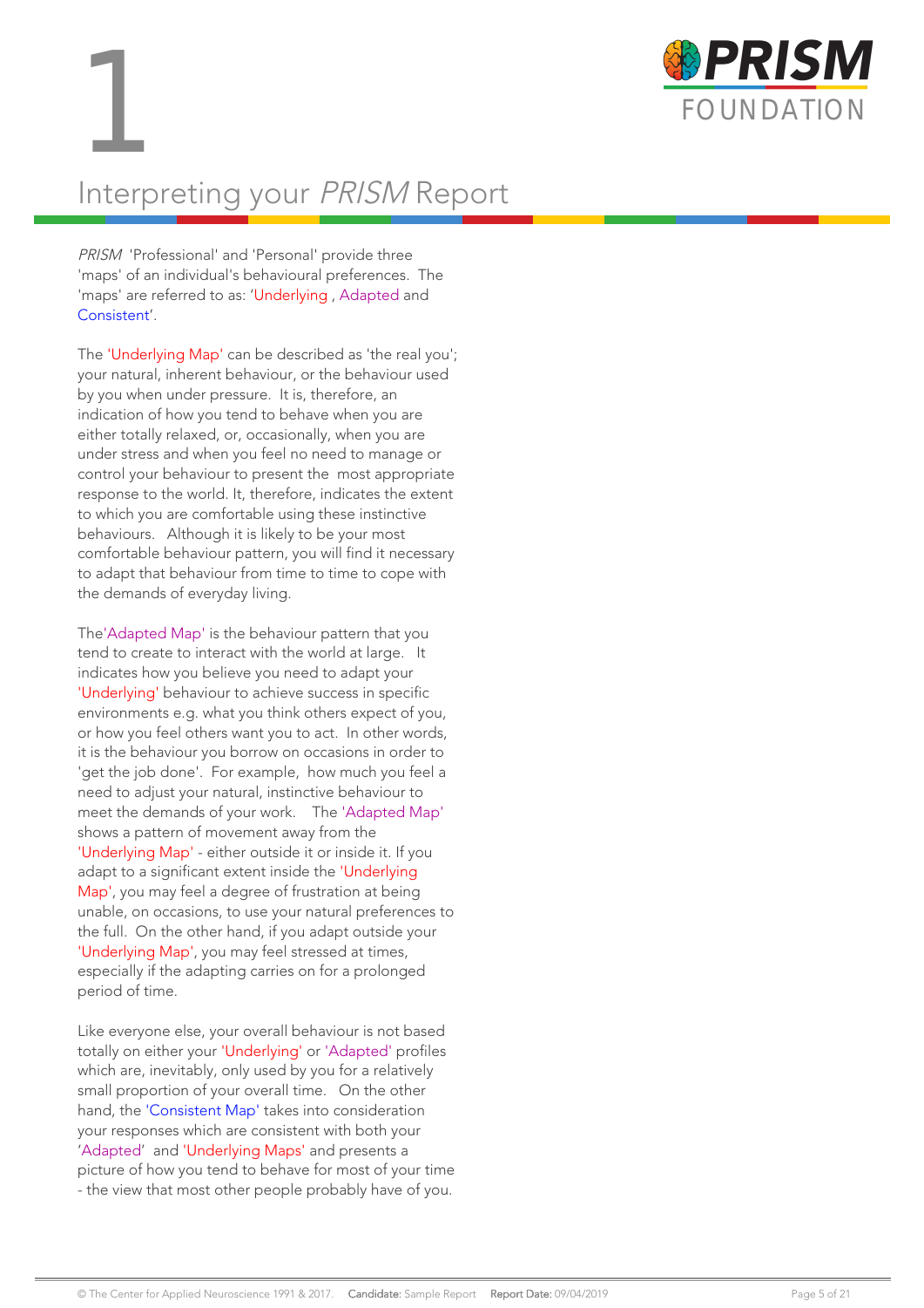# 1

## Interpreting your *PRISM* Report

*PRISM* 'Professional' and 'Personal' provide three 'maps' of an individual's behavioural preferences. The 'maps' are referred to as: 'Underlying , Adapted and Consistent'.

The 'Underlying Map' can be described as 'the real you'; your natural, inherent behaviour, or the behaviour used by you when under pressure. It is, therefore, an indication of how you tend to behave when you are either totally relaxed, or, occasionally, when you are under stress and when you feel no need to manage or control your behaviour to present the most appropriate response to the world. It, therefore, indicates the extent to which you are comfortable using these instinctive behaviours. Although it is likely to be your most comfortable behaviour pattern, you will find it necessary to adapt that behaviour from time to time to cope with the demands of everyday living.

The'Adapted Map' is the behaviour pattern that you tend to create to interact with the world at large. It indicates how you believe you need to adapt your 'Underlying' behaviour to achieve success in specific environments e.g. what you think others expect of you, or how you feel others want you to act. In other words, it is the behaviour you borrow on occasions in order to 'get the job done'. For example, how much you feel a need to adjust your natural, instinctive behaviour to meet the demands of your work. The 'Adapted Map' shows a pattern of movement away from the 'Underlying Map' - either outside it or inside it. If you adapt to a significant extent inside the 'Underlying Map', you may feel a degree of frustration at being unable, on occasions, to use your natural preferences to the full. On the other hand, if you adapt outside your 'Underlying Map', you may feel stressed at times, especially if the adapting carries on for a prolonged period of time.

Like everyone else, your overall behaviour is not based totally on either your 'Underlying' or 'Adapted' profiles which are, inevitably, only used by you for a relatively small proportion of your overall time. On the other hand, the 'Consistent Map' takes into consideration your responses which are consistent with both your 'Adapted' and 'Underlying Maps' and presents a picture of how you tend to behave for most of your time - the view that most other people probably have of you.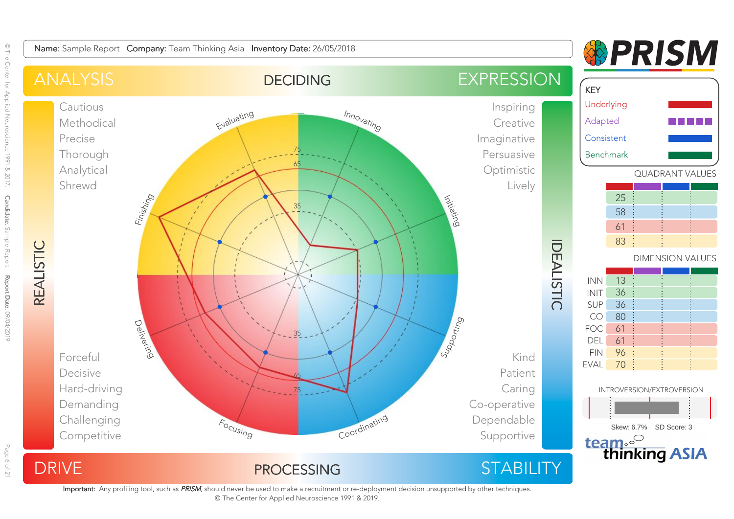**Name:** Sample Report **Company:** Team Thinking Asia **Inventory Date:** 26/05/2018

# PRISM

ANALYSIS — DECIDING — EXPRESSION

REALISTIC — IDEALISTIC

DRIVE — PROCESSING — STABILITY

**Analysis:** Cautious, Methodical, Precise, Thorough, Analytical, Shrewd

**Expression:** Inspiring, Creative, Imaginative, Persuasive, Optimistic, Lively

**Drive:** Forceful, Decisive, Hard-driving, Demanding, Challenging, Competitive

**Stability:** Kind, Patient, Caring, Co-operative, Dependable, Supportive

Dimensions: Evaluating, Innovating, Initiating, Supporting, Coordinating, Focusing, Delivering, Finishing

**KEY**

- Underlying
- Adapted
- Consistent
- Benchmark

**QUADRANT VALUES**

| Underlying | Adapted | Consistent | Benchmark |
|---|---|---|---|
| 25 | | | |
| 58 | | | |
| 61 | | | |
| 83 | | | |

**DIMENSION VALUES**

| | Underlying | Adapted | Consistent | Benchmark |
|---|---|---|---|---|
| INN | 13 | | | |
| INIT | 36 | | | |
| SUP | 36 | | | |
| CO | 80 | | | |
| FOC | 61 | | | |
| DEL | 61 | | | |
| FIN | 96 | | | |
| EVAL | 70 | | | |

**INTROVERSION/EXTROVERSION**

Skew: 6.7% SD Score: 3

team thinking ASIA

**Important:** Any profiling tool, such as *PRISM*, should never be used to make a recruitment or re-deployment decision unsupported by other techniques.

© The Center for Applied Neuroscience 1991 & 2019.

© The Center for Applied Neuroscience 1991 & 2017. **Candidate:** Sample Report **Report Date:** 09/04/2019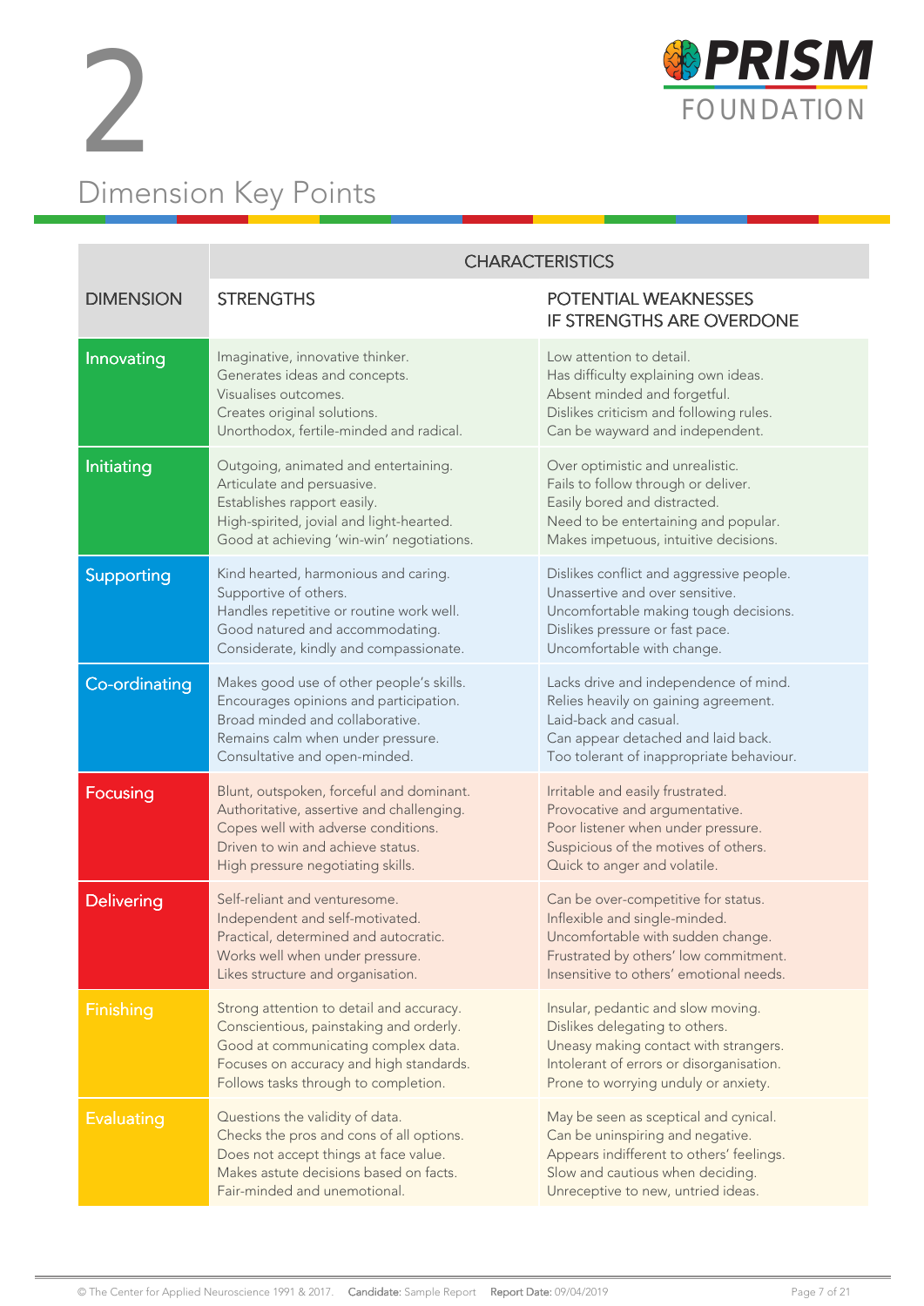# 2

## Dimension Key Points

| DIMENSION | CHARACTERISTICS | |
|---|---|---|
| | STRENGTHS | POTENTIAL WEAKNESSES IF STRENGTHS ARE OVERDONE |
| Innovating | Imaginative, innovative thinker.<br>Generates ideas and concepts.<br>Visualises outcomes.<br>Creates original solutions.<br>Unorthodox, fertile-minded and radical. | Low attention to detail.<br>Has difficulty explaining own ideas.<br>Absent minded and forgetful.<br>Dislikes criticism and following rules.<br>Can be wayward and independent. |
| Initiating | Outgoing, animated and entertaining.<br>Articulate and persuasive.<br>Establishes rapport easily.<br>High-spirited, jovial and light-hearted.<br>Good at achieving 'win-win' negotiations. | Over optimistic and unrealistic.<br>Fails to follow through or deliver.<br>Easily bored and distracted.<br>Need to be entertaining and popular.<br>Makes impetuous, intuitive decisions. |
| Supporting | Kind hearted, harmonious and caring.<br>Supportive of others.<br>Handles repetitive or routine work well.<br>Good natured and accommodating.<br>Considerate, kindly and compassionate. | Dislikes conflict and aggressive people.<br>Unassertive and over sensitive.<br>Uncomfortable making tough decisions.<br>Dislikes pressure or fast pace.<br>Uncomfortable with change. |
| Co-ordinating | Makes good use of other people's skills.<br>Encourages opinions and participation.<br>Broad minded and collaborative.<br>Remains calm when under pressure.<br>Consultative and open-minded. | Lacks drive and independence of mind.<br>Relies heavily on gaining agreement.<br>Laid-back and casual.<br>Can appear detached and laid back.<br>Too tolerant of inappropriate behaviour. |
| Focusing | Blunt, outspoken, forceful and dominant.<br>Authoritative, assertive and challenging.<br>Copes well with adverse conditions.<br>Driven to win and achieve status.<br>High pressure negotiating skills. | Irritable and easily frustrated.<br>Provocative and argumentative.<br>Poor listener when under pressure.<br>Suspicious of the motives of others.<br>Quick to anger and volatile. |
| Delivering | Self-reliant and venturesome.<br>Independent and self-motivated.<br>Practical, determined and autocratic.<br>Works well when under pressure.<br>Likes structure and organisation. | Can be over-competitive for status.<br>Inflexible and single-minded.<br>Uncomfortable with sudden change.<br>Frustrated by others' low commitment.<br>Insensitive to others' emotional needs. |
| Finishing | Strong attention to detail and accuracy.<br>Conscientious, painstaking and orderly.<br>Good at communicating complex data.<br>Focuses on accuracy and high standards.<br>Follows tasks through to completion. | Insular, pedantic and slow moving.<br>Dislikes delegating to others.<br>Uneasy making contact with strangers.<br>Intolerant of errors or disorganisation.<br>Prone to worrying unduly or anxiety. |
| Evaluating | Questions the validity of data.<br>Checks the pros and cons of all options.<br>Does not accept things at face value.<br>Makes astute decisions based on facts.<br>Fair-minded and unemotional. | May be seen as sceptical and cynical.<br>Can be uninspiring and negative.<br>Appears indifferent to others' feelings.<br>Slow and cautious when deciding.<br>Unreceptive to new, untried ideas. |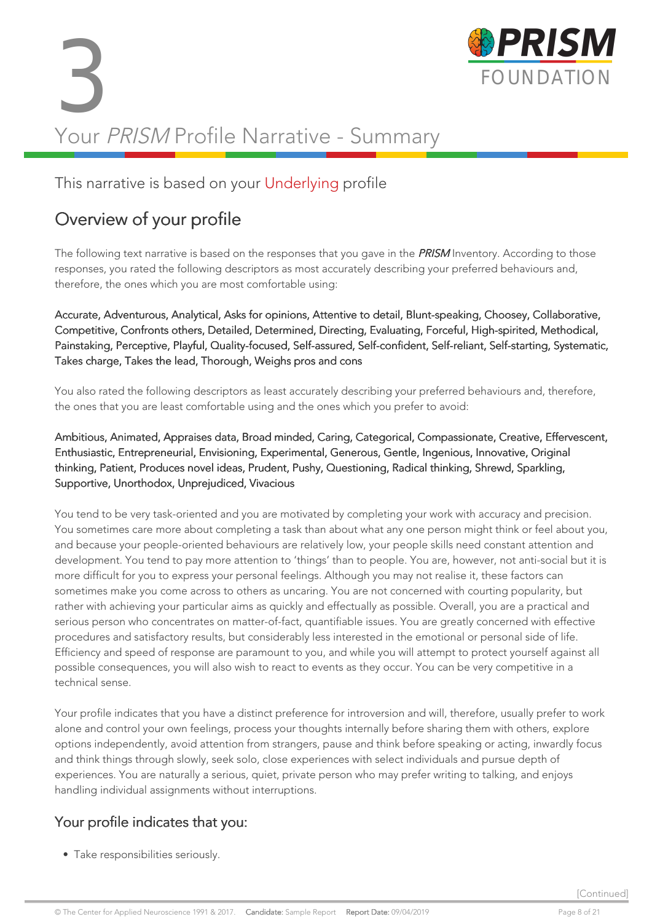# 3

# Your *PRISM* Profile Narrative - Summary

## This narrative is based on your Underlying profile

## Overview of your profile

The following text narrative is based on the responses that you gave in the ***PRISM*** Inventory. According to those responses, you rated the following descriptors as most accurately describing your preferred behaviours and, therefore, the ones which you are most comfortable using:

Accurate, Adventurous, Analytical, Asks for opinions, Attentive to detail, Blunt-speaking, Choosey, Collaborative, Competitive, Confronts others, Detailed, Determined, Directing, Evaluating, Forceful, High-spirited, Methodical, Painstaking, Perceptive, Playful, Quality-focused, Self-assured, Self-confident, Self-reliant, Self-starting, Systematic, Takes charge, Takes the lead, Thorough, Weighs pros and cons

You also rated the following descriptors as least accurately describing your preferred behaviours and, therefore, the ones that you are least comfortable using and the ones which you prefer to avoid:

Ambitious, Animated, Appraises data, Broad minded, Caring, Categorical, Compassionate, Creative, Effervescent, Enthusiastic, Entrepreneurial, Envisioning, Experimental, Generous, Gentle, Ingenious, Innovative, Original thinking, Patient, Produces novel ideas, Prudent, Pushy, Questioning, Radical thinking, Shrewd, Sparkling, Supportive, Unorthodox, Unprejudiced, Vivacious

You tend to be very task-oriented and you are motivated by completing your work with accuracy and precision. You sometimes care more about completing a task than about what any one person might think or feel about you, and because your people-oriented behaviours are relatively low, your people skills need constant attention and development. You tend to pay more attention to 'things' than to people. You are, however, not anti-social but it is more difficult for you to express your personal feelings. Although you may not realise it, these factors can sometimes make you come across to others as uncaring. You are not concerned with courting popularity, but rather with achieving your particular aims as quickly and effectually as possible. Overall, you are a practical and serious person who concentrates on matter-of-fact, quantifiable issues. You are greatly concerned with effective procedures and satisfactory results, but considerably less interested in the emotional or personal side of life. Efficiency and speed of response are paramount to you, and while you will attempt to protect yourself against all possible consequences, you will also wish to react to events as they occur. You can be very competitive in a technical sense.

Your profile indicates that you have a distinct preference for introversion and will, therefore, usually prefer to work alone and control your own feelings, process your thoughts internally before sharing them with others, explore options independently, avoid attention from strangers, pause and think before speaking or acting, inwardly focus and think things through slowly, seek solo, close experiences with select individuals and pursue depth of experiences. You are naturally a serious, quiet, private person who may prefer writing to talking, and enjoys handling individual assignments without interruptions.

### Your profile indicates that you:

- Take responsibilities seriously.

[Continued]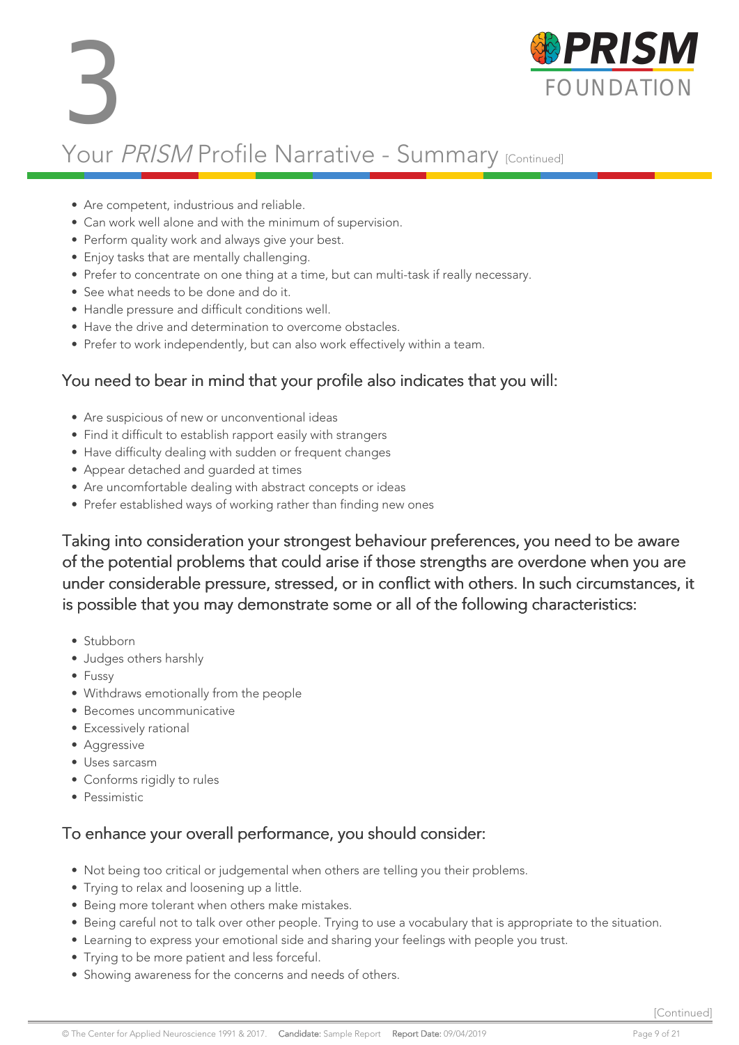# 3

## Your *PRISM* Profile Narrative - Summary [Continued]

- Are competent, industrious and reliable.
- Can work well alone and with the minimum of supervision.
- Perform quality work and always give your best.
- Enjoy tasks that are mentally challenging.
- Prefer to concentrate on one thing at a time, but can multi-task if really necessary.
- See what needs to be done and do it.
- Handle pressure and difficult conditions well.
- Have the drive and determination to overcome obstacles.
- Prefer to work independently, but can also work effectively within a team.

### You need to bear in mind that your profile also indicates that you will:

- Are suspicious of new or unconventional ideas
- Find it difficult to establish rapport easily with strangers
- Have difficulty dealing with sudden or frequent changes
- Appear detached and guarded at times
- Are uncomfortable dealing with abstract concepts or ideas
- Prefer established ways of working rather than finding new ones

### Taking into consideration your strongest behaviour preferences, you need to be aware of the potential problems that could arise if those strengths are overdone when you are under considerable pressure, stressed, or in conflict with others. In such circumstances, it is possible that you may demonstrate some or all of the following characteristics:

- Stubborn
- Judges others harshly
- Fussy
- Withdraws emotionally from the people
- Becomes uncommunicative
- Excessively rational
- Aggressive
- Uses sarcasm
- Conforms rigidly to rules
- Pessimistic

### To enhance your overall performance, you should consider:

- Not being too critical or judgemental when others are telling you their problems.
- Trying to relax and loosening up a little.
- Being more tolerant when others make mistakes.
- Being careful not to talk over other people. Trying to use a vocabulary that is appropriate to the situation.
- Learning to express your emotional side and sharing your feelings with people you trust.
- Trying to be more patient and less forceful.
- Showing awareness for the concerns and needs of others.

[Continued]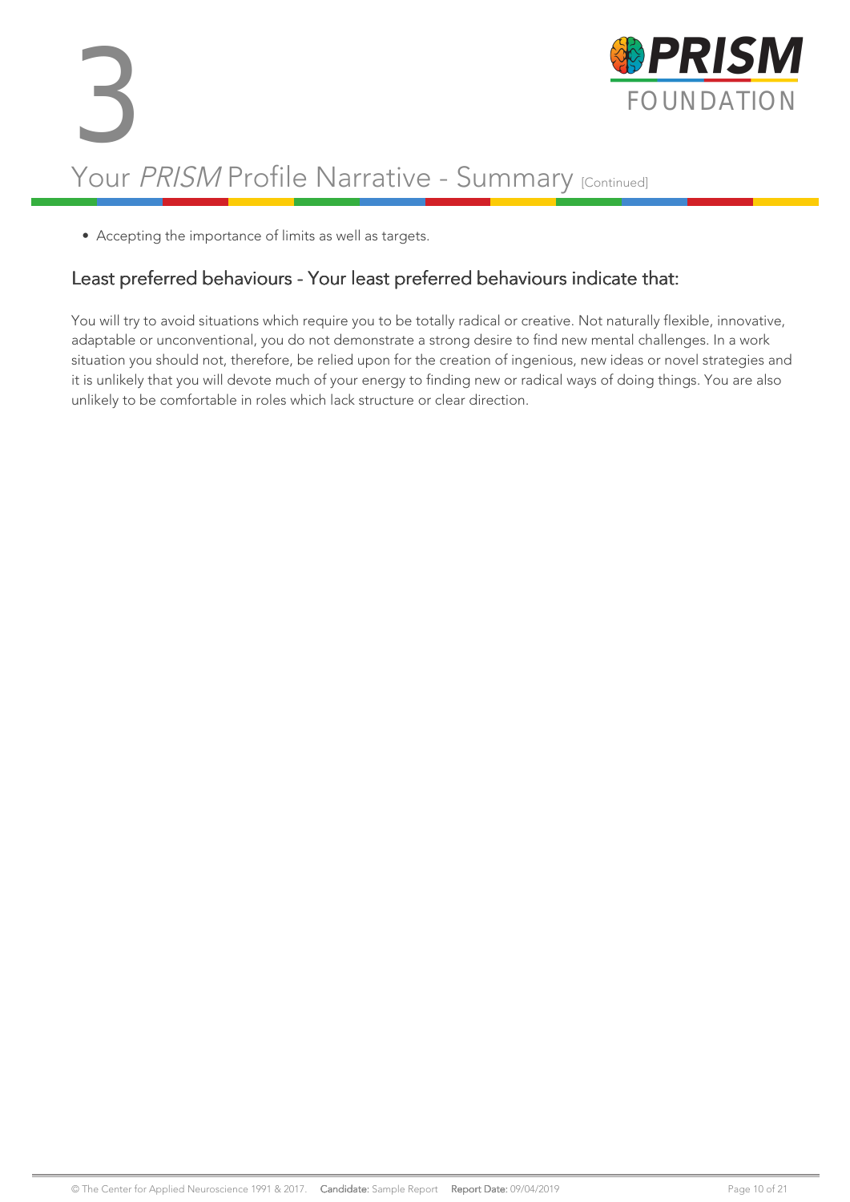# 3

## Your *PRISM* Profile Narrative - Summary [Continued]

- Accepting the importance of limits as well as targets.

### Least preferred behaviours - Your least preferred behaviours indicate that:

You will try to avoid situations which require you to be totally radical or creative. Not naturally flexible, innovative, adaptable or unconventional, you do not demonstrate a strong desire to find new mental challenges. In a work situation you should not, therefore, be relied upon for the creation of ingenious, new ideas or novel strategies and it is unlikely that you will devote much of your energy to finding new or radical ways of doing things. You are also unlikely to be comfortable in roles which lack structure or clear direction.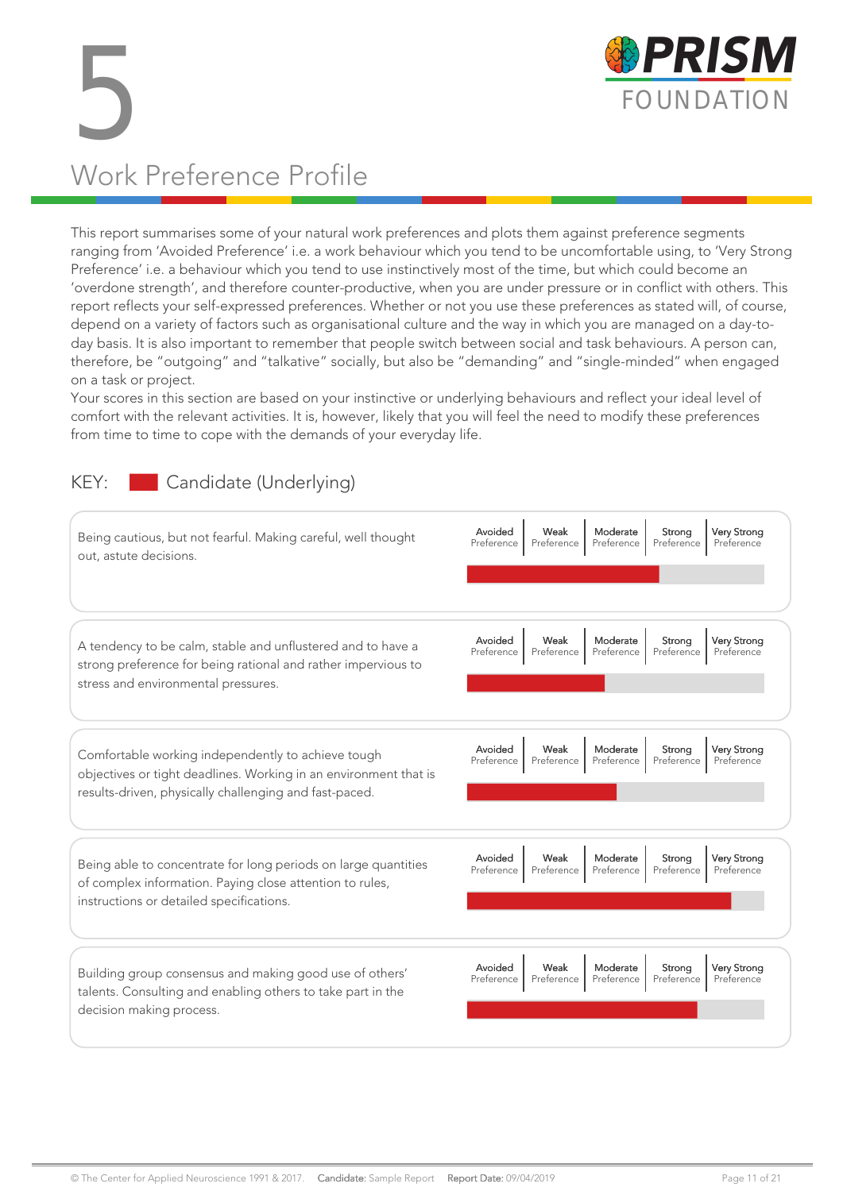# 5

## Work Preference Profile

This report summarises some of your natural work preferences and plots them against preference segments ranging from 'Avoided Preference' i.e. a work behaviour which you tend to be uncomfortable using, to 'Very Strong Preference' i.e. a behaviour which you tend to use instinctively most of the time, but which could become an 'overdone strength', and therefore counter-productive, when you are under pressure or in conflict with others. This report reflects your self-expressed preferences. Whether or not you use these preferences as stated will, of course, depend on a variety of factors such as organisational culture and the way in which you are managed on a day-to-day basis. It is also important to remember that people switch between social and task behaviours. A person can, therefore, be "outgoing" and "talkative" socially, but also be "demanding" and "single-minded" when engaged on a task or project.

Your scores in this section are based on your instinctive or underlying behaviours and reflect your ideal level of comfort with the relevant activities. It is, however, likely that you will feel the need to modify these preferences from time to time to cope with the demands of your everyday life.

KEY: Candidate (Underlying)

| Behaviour | Avoided Preference | Weak Preference | Moderate Preference | Strong Preference | Very Strong Preference |
|---|---|---|---|---|---|
| Being cautious, but not fearful. Making careful, well thought out, astute decisions. | | | | | |
| A tendency to be calm, stable and unflustered and to have a strong preference for being rational and rather impervious to stress and environmental pressures. | | | | | |
| Comfortable working independently to achieve tough objectives or tight deadlines. Working in an environment that is results-driven, physically challenging and fast-paced. | | | | | |
| Being able to concentrate for long periods on large quantities of complex information. Paying close attention to rules, instructions or detailed specifications. | | | | | |
| Building group consensus and making good use of others' talents. Consulting and enabling others to take part in the decision making process. | | | | | |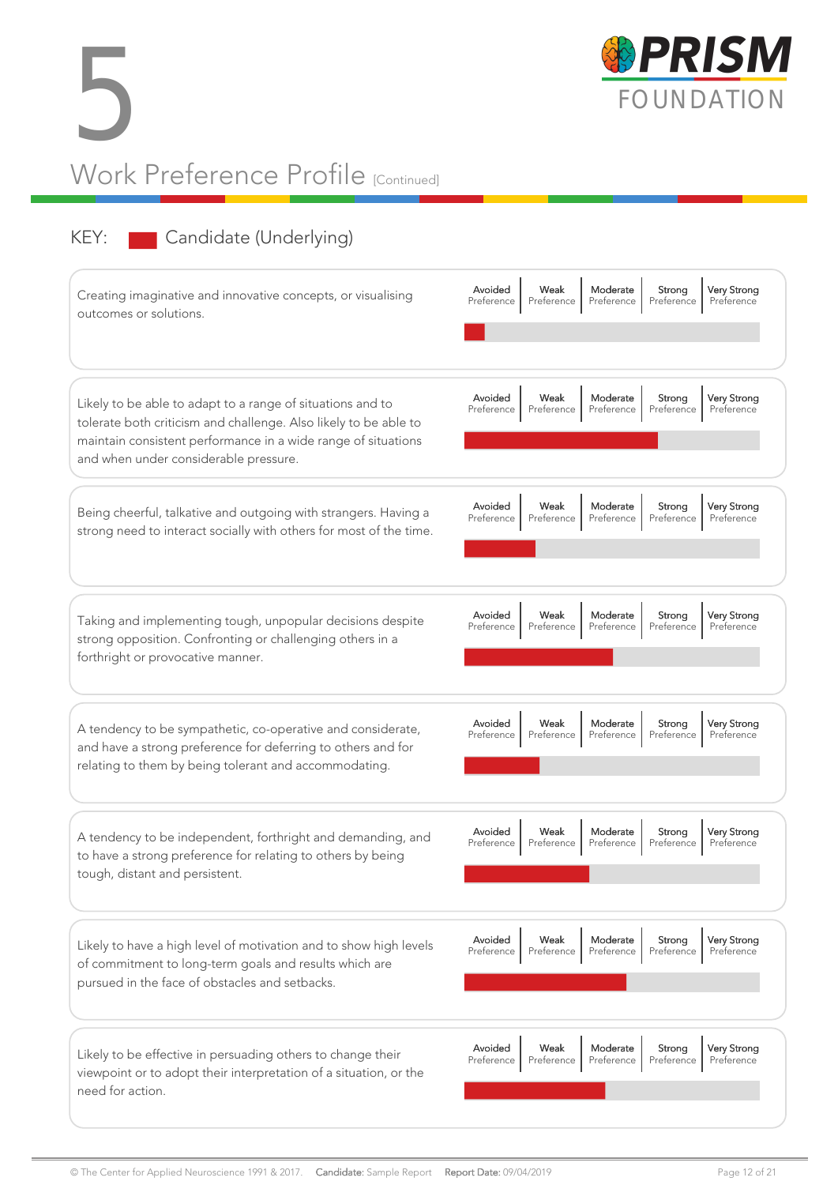# 5

## Work Preference Profile [Continued]

KEY: Candidate (Underlying)

| Statement | Avoided Preference | Weak Preference | Moderate Preference | Strong Preference | Very Strong Preference |
|---|---|---|---|---|---|
| Creating imaginative and innovative concepts, or visualising outcomes or solutions. | | | | | |
| Likely to be able to adapt to a range of situations and to tolerate both criticism and challenge. Also likely to be able to maintain consistent performance in a wide range of situations and when under considerable pressure. | | | | | |
| Being cheerful, talkative and outgoing with strangers. Having a strong need to interact socially with others for most of the time. | | | | | |
| Taking and implementing tough, unpopular decisions despite strong opposition. Confronting or challenging others in a forthright or provocative manner. | | | | | |
| A tendency to be sympathetic, co-operative and considerate, and have a strong preference for deferring to others and for relating to them by being tolerant and accommodating. | | | | | |
| A tendency to be independent, forthright and demanding, and to have a strong preference for relating to others by being tough, distant and persistent. | | | | | |
| Likely to have a high level of motivation and to show high levels of commitment to long-term goals and results which are pursued in the face of obstacles and setbacks. | | | | | |
| Likely to be effective in persuading others to change their viewpoint or to adopt their interpretation of a situation, or the need for action. | | | | | |

© The Center for Applied Neuroscience 1991 & 2017. Candidate: Sample Report Report Date: 09/04/2019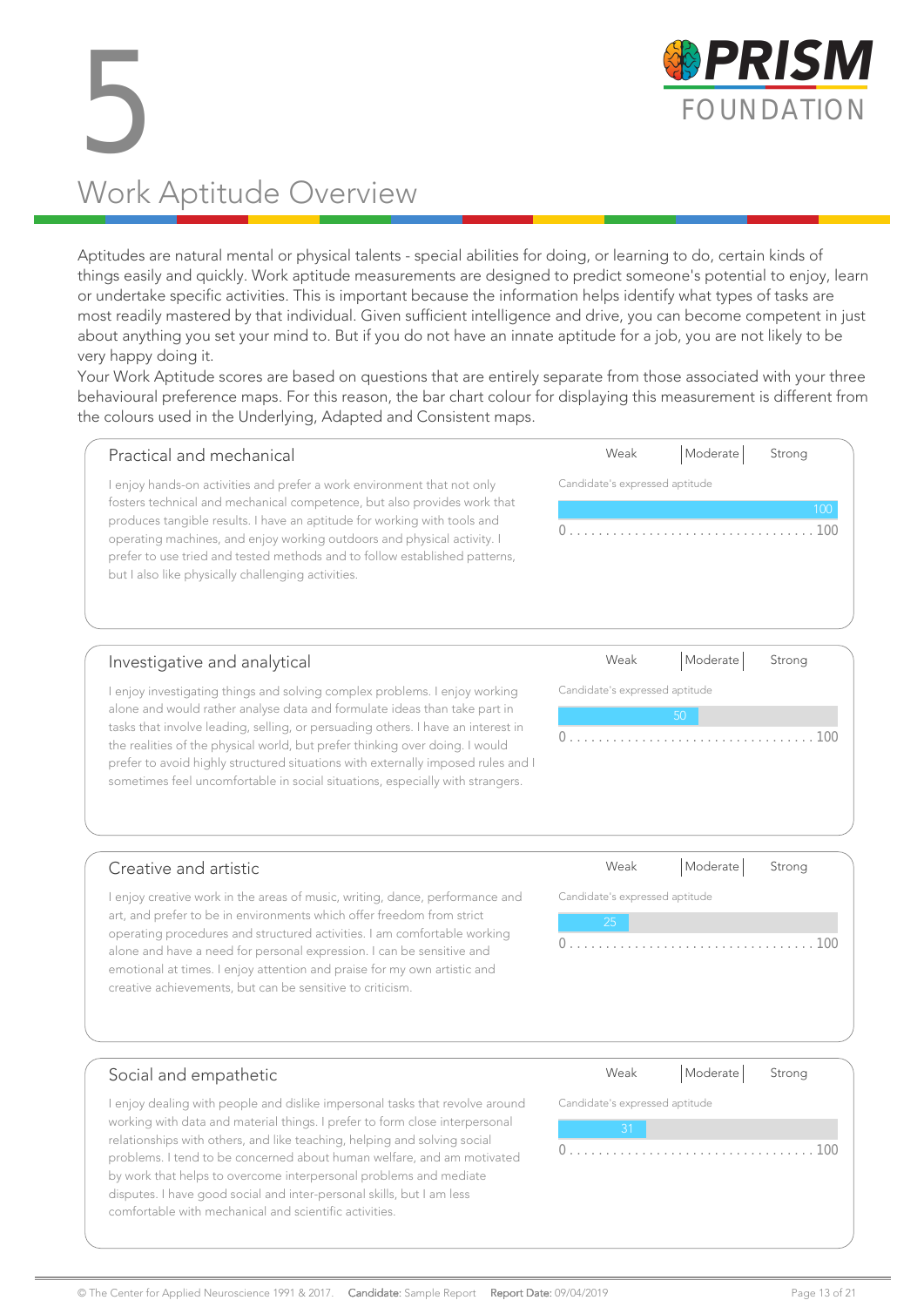# 5

# Work Aptitude Overview

Aptitudes are natural mental or physical talents - special abilities for doing, or learning to do, certain kinds of things easily and quickly. Work aptitude measurements are designed to predict someone's potential to enjoy, learn or undertake specific activities. This is important because the information helps identify what types of tasks are most readily mastered by that individual. Given sufficient intelligence and drive, you can become competent in just about anything you set your mind to. But if you do not have an innate aptitude for a job, you are not likely to be very happy doing it.

Your Work Aptitude scores are based on questions that are entirely separate from those associated with your three behavioural preference maps. For this reason, the bar chart colour for displaying this measurement is different from the colours used in the Underlying, Adapted and Consistent maps.

## Practical and mechanical

I enjoy hands-on activities and prefer a work environment that not only fosters technical and mechanical competence, but also provides work that produces tangible results. I have an aptitude for working with tools and operating machines, and enjoy working outdoors and physical activity. I prefer to use tried and tested methods and to follow established patterns, but I also like physically challenging activities.

Weak | Moderate | Strong

Candidate's expressed aptitude: 100 (scale 0 ... 100)

## Investigative and analytical

I enjoy investigating things and solving complex problems. I enjoy working alone and would rather analyse data and formulate ideas than take part in tasks that involve leading, selling, or persuading others. I have an interest in the realities of the physical world, but prefer thinking over doing. I would prefer to avoid highly structured situations with externally imposed rules and I sometimes feel uncomfortable in social situations, especially with strangers.

Weak | Moderate | Strong

Candidate's expressed aptitude: 50 (scale 0 ... 100)

## Creative and artistic

I enjoy creative work in the areas of music, writing, dance, performance and art, and prefer to be in environments which offer freedom from strict operating procedures and structured activities. I am comfortable working alone and have a need for personal expression. I can be sensitive and emotional at times. I enjoy attention and praise for my own artistic and creative achievements, but can be sensitive to criticism.

Weak | Moderate | Strong

Candidate's expressed aptitude: 25 (scale 0 ... 100)

## Social and empathetic

I enjoy dealing with people and dislike impersonal tasks that revolve around working with data and material things. I prefer to form close interpersonal relationships with others, and like teaching, helping and solving social problems. I tend to be concerned about human welfare, and am motivated by work that helps to overcome interpersonal problems and mediate disputes. I have good social and inter-personal skills, but I am less comfortable with mechanical and scientific activities.

Weak | Moderate | Strong

Candidate's expressed aptitude: 31 (scale 0 ... 100)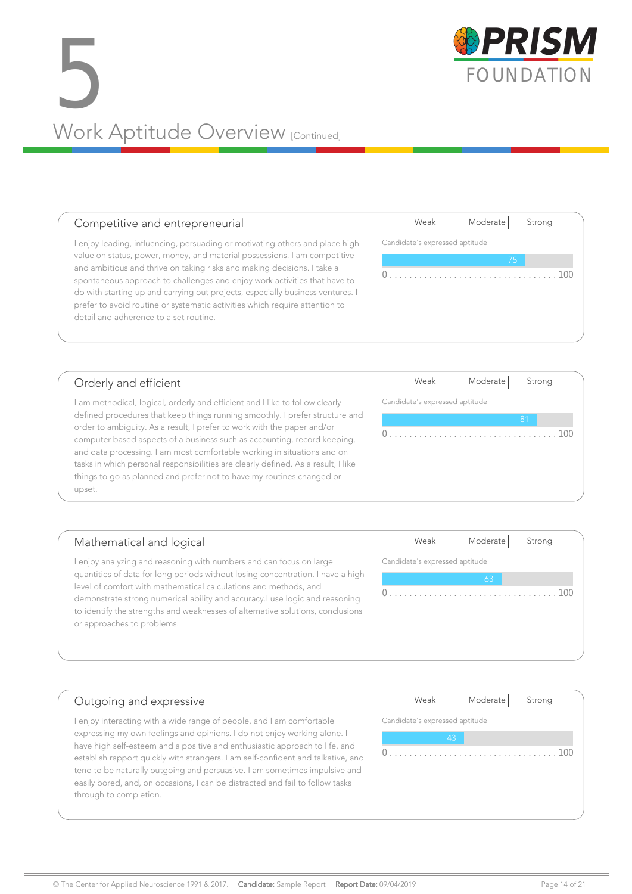# 5

## Work Aptitude Overview [Continued]

### Competitive and entrepreneurial

I enjoy leading, influencing, persuading or motivating others and place high value on status, power, money, and material possessions. I am competitive and ambitious and thrive on taking risks and making decisions. I take a spontaneous approach to challenges and enjoy work activities that have to do with starting up and carrying out projects, especially business ventures. I prefer to avoid routine or systematic activities which require attention to detail and adherence to a set routine.

Weak | Moderate | Strong

Candidate's expressed aptitude: 75

0 . . . . . . . . . . 100

### Orderly and efficient

I am methodical, logical, orderly and efficient and I like to follow clearly defined procedures that keep things running smoothly. I prefer structure and order to ambiguity. As a result, I prefer to work with the paper and/or computer based aspects of a business such as accounting, record keeping, and data processing. I am most comfortable working in situations and on tasks in which personal responsibilities are clearly defined. As a result, I like things to go as planned and prefer not to have my routines changed or upset.

Weak | Moderate | Strong

Candidate's expressed aptitude: 81

0 . . . . . . . . . . 100

### Mathematical and logical

I enjoy analyzing and reasoning with numbers and can focus on large quantities of data for long periods without losing concentration. I have a high level of comfort with mathematical calculations and methods, and demonstrate strong numerical ability and accuracy.I use logic and reasoning to identify the strengths and weaknesses of alternative solutions, conclusions or approaches to problems.

Weak | Moderate | Strong

Candidate's expressed aptitude: 63

0 . . . . . . . . . . 100

### Outgoing and expressive

I enjoy interacting with a wide range of people, and I am comfortable expressing my own feelings and opinions. I do not enjoy working alone. I have high self-esteem and a positive and enthusiastic approach to life, and establish rapport quickly with strangers. I am self-confident and talkative, and tend to be naturally outgoing and persuasive. I am sometimes impulsive and easily bored, and, on occasions, I can be distracted and fail to follow tasks through to completion.

Weak | Moderate | Strong

Candidate's expressed aptitude: 43

0 . . . . . . . . . . 100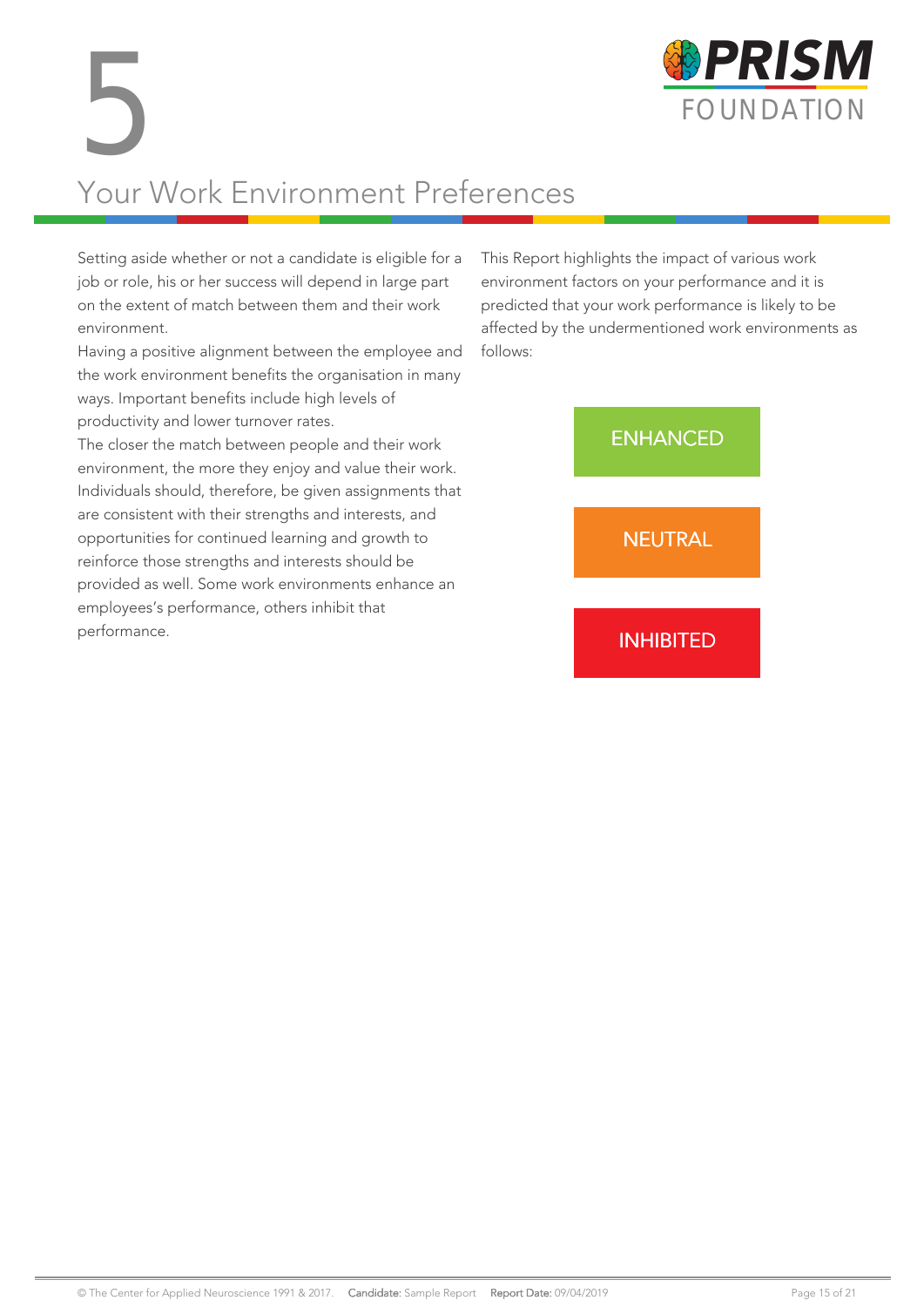# 5 Your Work Environment Preferences

Setting aside whether or not a candidate is eligible for a job or role, his or her success will depend in large part on the extent of match between them and their work environment.

Having a positive alignment between the employee and the work environment benefits the organisation in many ways. Important benefits include high levels of productivity and lower turnover rates.

The closer the match between people and their work environment, the more they enjoy and value their work. Individuals should, therefore, be given assignments that are consistent with their strengths and interests, and opportunities for continued learning and growth to reinforce those strengths and interests should be provided as well. Some work environments enhance an employees's performance, others inhibit that performance.

This Report highlights the impact of various work environment factors on your performance and it is predicted that your work performance is likely to be affected by the undermentioned work environments as follows:

ENHANCED

NEUTRAL

INHIBITED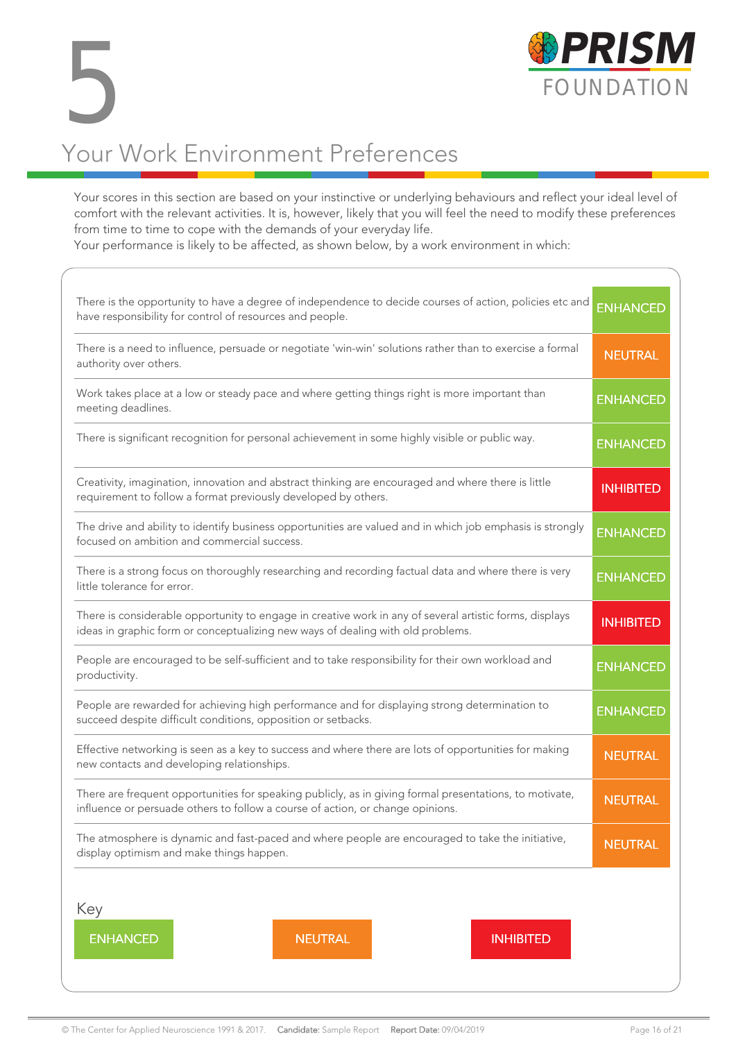# 5

PRISM FOUNDATION

## Your Work Environment Preferences

Your scores in this section are based on your instinctive or underlying behaviours and reflect your ideal level of comfort with the relevant activities. It is, however, likely that you will feel the need to modify these preferences from time to time to cope with the demands of your everyday life.
Your performance is likely to be affected, as shown below, by a work environment in which:

| Work environment | Effect |
|---|---|
| There is the opportunity to have a degree of independence to decide courses of action, policies etc and have responsibility for control of resources and people. | ENHANCED |
| There is a need to influence, persuade or negotiate 'win-win' solutions rather than to exercise a formal authority over others. | NEUTRAL |
| Work takes place at a low or steady pace and where getting things right is more important than meeting deadlines. | ENHANCED |
| There is significant recognition for personal achievement in some highly visible or public way. | ENHANCED |
| Creativity, imagination, innovation and abstract thinking are encouraged and where there is little requirement to follow a format previously developed by others. | INHIBITED |
| The drive and ability to identify business opportunities are valued and in which job emphasis is strongly focused on ambition and commercial success. | ENHANCED |
| There is a strong focus on thoroughly researching and recording factual data and where there is very little tolerance for error. | ENHANCED |
| There is considerable opportunity to engage in creative work in any of several artistic forms, displays ideas in graphic form or conceptualizing new ways of dealing with old problems. | INHIBITED |
| People are encouraged to be self-sufficient and to take responsibility for their own workload and productivity. | ENHANCED |
| People are rewarded for achieving high performance and for displaying strong determination to succeed despite difficult conditions, opposition or setbacks. | ENHANCED |
| Effective networking is seen as a key to success and where there are lots of opportunities for making new contacts and developing relationships. | NEUTRAL |
| There are frequent opportunities for speaking publicly, as in giving formal presentations, to motivate, influence or persuade others to follow a course of action, or change opinions. | NEUTRAL |
| The atmosphere is dynamic and fast-paced and where people are encouraged to take the initiative, display optimism and make things happen. | NEUTRAL |

Key

ENHANCED | NEUTRAL | INHIBITED

© The Center for Applied Neuroscience 1991 & 2017. Candidate: Sample Report Report Date: 09/04/2019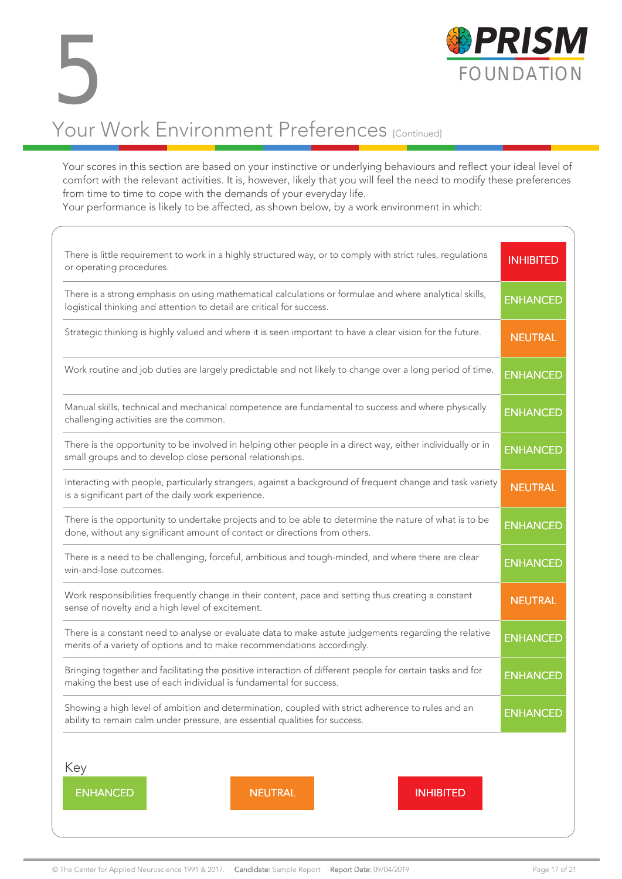# 5

## Your Work Environment Preferences [Continued]

Your scores in this section are based on your instinctive or underlying behaviours and reflect your ideal level of comfort with the relevant activities. It is, however, likely that you will feel the need to modify these preferences from time to time to cope with the demands of your everyday life.
Your performance is likely to be affected, as shown below, by a work environment in which:

| | |
|---|---|
| There is little requirement to work in a highly structured way, or to comply with strict rules, regulations or operating procedures. | INHIBITED |
| There is a strong emphasis on using mathematical calculations or formulae and where analytical skills, logistical thinking and attention to detail are critical for success. | ENHANCED |
| Strategic thinking is highly valued and where it is seen important to have a clear vision for the future. | NEUTRAL |
| Work routine and job duties are largely predictable and not likely to change over a long period of time. | ENHANCED |
| Manual skills, technical and mechanical competence are fundamental to success and where physically challenging activities are the common. | ENHANCED |
| There is the opportunity to be involved in helping other people in a direct way, either individually or in small groups and to develop close personal relationships. | ENHANCED |
| Interacting with people, particularly strangers, against a background of frequent change and task variety is a significant part of the daily work experience. | NEUTRAL |
| There is the opportunity to undertake projects and to be able to determine the nature of what is to be done, without any significant amount of contact or directions from others. | ENHANCED |
| There is a need to be challenging, forceful, ambitious and tough-minded, and where there are clear win-and-lose outcomes. | ENHANCED |
| Work responsibilities frequently change in their content, pace and setting thus creating a constant sense of novelty and a high level of excitement. | NEUTRAL |
| There is a constant need to analyse or evaluate data to make astute judgements regarding the relative merits of a variety of options and to make recommendations accordingly. | ENHANCED |
| Bringing together and facilitating the positive interaction of different people for certain tasks and for making the best use of each individual is fundamental for success. | ENHANCED |
| Showing a high level of ambition and determination, coupled with strict adherence to rules and an ability to remain calm under pressure, are essential qualities for success. | ENHANCED |

Key

ENHANCED NEUTRAL INHIBITED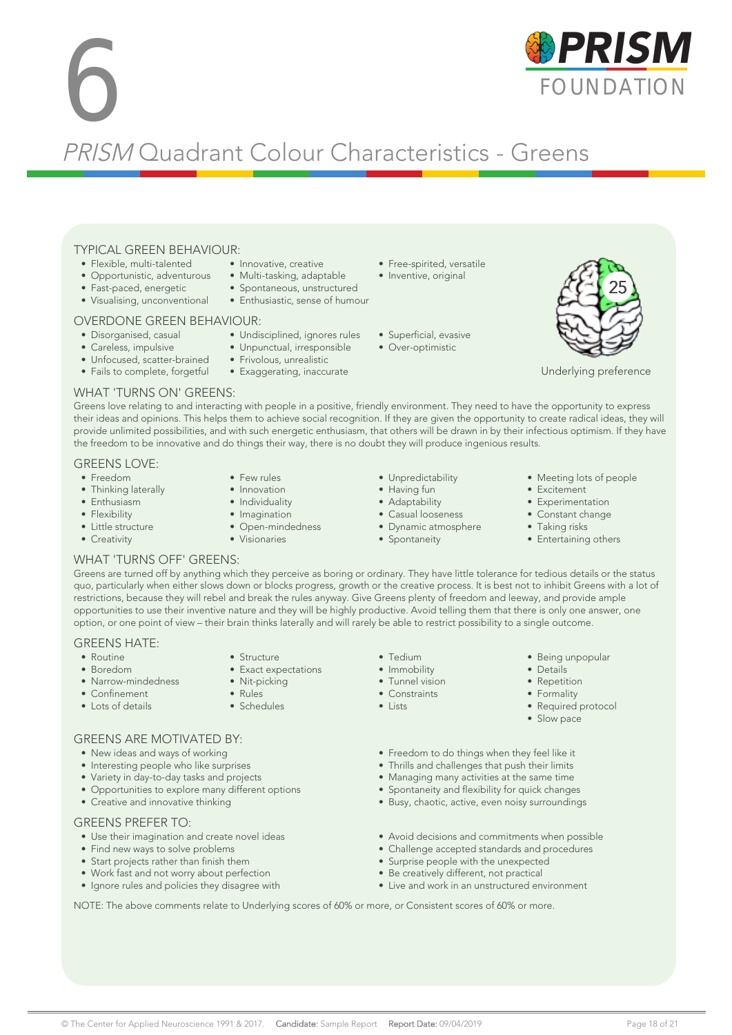# 6

# *PRISM* Quadrant Colour Characteristics - Greens

## TYPICAL GREEN BEHAVIOUR:

- Flexible, multi-talented
- Opportunistic, adventurous
- Fast-paced, energetic
- Visualising, unconventional
- Innovative, creative
- Multi-tasking, adaptable
- Spontaneous, unstructured
- Enthusiastic, sense of humour
- Free-spirited, versatile
- Inventive, original

25

Underlying preference

## OVERDONE GREEN BEHAVIOUR:

- Disorganised, casual
- Careless, impulsive
- Unfocused, scatter-brained
- Fails to complete, forgetful
- Undisciplined, ignores rules
- Unpunctual, irresponsible
- Frivolous, unrealistic
- Exaggerating, inaccurate
- Superficial, evasive
- Over-optimistic

## WHAT 'TURNS ON' GREENS:

Greens love relating to and interacting with people in a positive, friendly environment. They need to have the opportunity to express their ideas and opinions. This helps them to achieve social recognition. If they are given the opportunity to create radical ideas, they will provide unlimited possibilities, and with such energetic enthusiasm, that others will be drawn in by their infectious optimism. If they have the freedom to be innovative and do things their way, there is no doubt they will produce ingenious results.

## GREENS LOVE:

- Freedom
- Thinking laterally
- Enthusiasm
- Flexibility
- Little structure
- Creativity
- Few rules
- Innovation
- Individuality
- Imagination
- Open-mindedness
- Visionaries
- Unpredictability
- Having fun
- Adaptability
- Casual looseness
- Dynamic atmosphere
- Spontaneity
- Meeting lots of people
- Excitement
- Experimentation
- Constant change
- Taking risks
- Entertaining others

## WHAT 'TURNS OFF' GREENS:

Greens are turned off by anything which they perceive as boring or ordinary. They have little tolerance for tedious details or the status quo, particularly when either slows down or blocks progress, growth or the creative process. It is best not to inhibit Greens with a lot of restrictions, because they will rebel and break the rules anyway. Give Greens plenty of freedom and leeway, and provide ample opportunities to use their inventive nature and they will be highly productive. Avoid telling them that there is only one answer, one option, or one point of view – their brain thinks laterally and will rarely be able to restrict possibility to a single outcome.

## GREENS HATE:

- Routine
- Boredom
- Narrow-mindedness
- Confinement
- Lots of details
- Structure
- Exact expectations
- Nit-picking
- Rules
- Schedules
- Tedium
- Immobility
- Tunnel vision
- Constraints
- Lists
- Being unpopular
- Details
- Repetition
- Formality
- Required protocol
- Slow pace

## GREENS ARE MOTIVATED BY:

- New ideas and ways of working
- Interesting people who like surprises
- Variety in day-to-day tasks and projects
- Opportunities to explore many different options
- Creative and innovative thinking
- Freedom to do things when they feel like it
- Thrills and challenges that push their limits
- Managing many activities at the same time
- Spontaneity and flexibility for quick changes
- Busy, chaotic, active, even noisy surroundings

## GREENS PREFER TO:

- Use their imagination and create novel ideas
- Find new ways to solve problems
- Start projects rather than finish them
- Work fast and not worry about perfection
- Ignore rules and policies they disagree with
- Avoid decisions and commitments when possible
- Challenge accepted standards and procedures
- Surprise people with the unexpected
- Be creatively different, not practical
- Live and work in an unstructured environment

NOTE: The above comments relate to Underlying scores of 60% or more, or Consistent scores of 60% or more.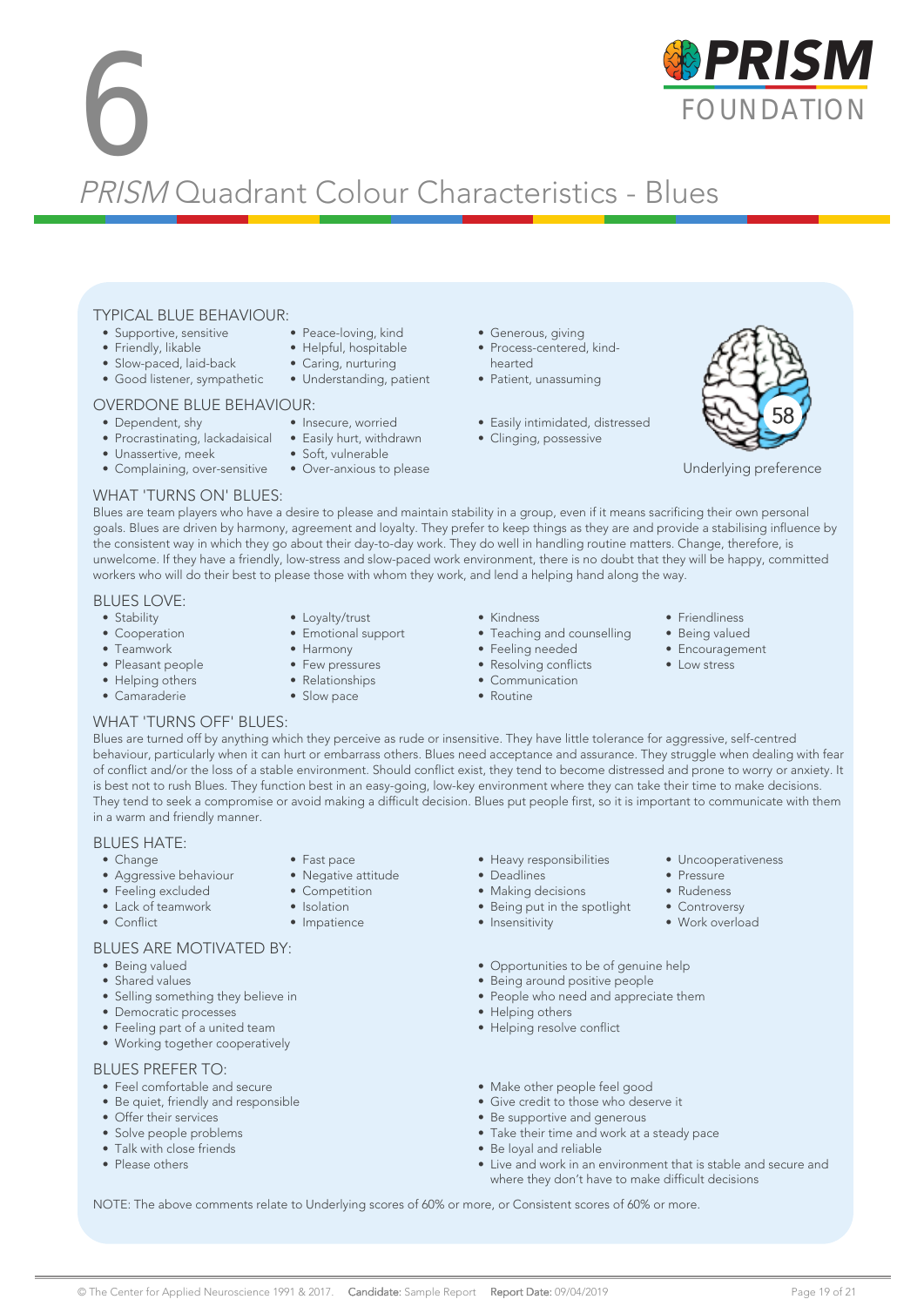# 6

# *PRISM* Quadrant Colour Characteristics - Blues

## TYPICAL BLUE BEHAVIOUR:

- Supportive, sensitive
- Friendly, likable
- Slow-paced, laid-back
- Good listener, sympathetic
- Peace-loving, kind
- Helpful, hospitable
- Caring, nurturing
- Understanding, patient
- Generous, giving
- Process-centered, kind-hearted
- Patient, unassuming

## OVERDONE BLUE BEHAVIOUR:

- Dependent, shy
- Procrastinating, lackadaisical
- Unassertive, meek
- Complaining, over-sensitive
- Insecure, worried
- Easily hurt, withdrawn
- Soft, vulnerable
- Over-anxious to please
- Easily intimidated, distressed
- Clinging, possessive

58

Underlying preference

## WHAT 'TURNS ON' BLUES:

Blues are team players who have a desire to please and maintain stability in a group, even if it means sacrificing their own personal goals. Blues are driven by harmony, agreement and loyalty. They prefer to keep things as they are and provide a stabilising influence by the consistent way in which they go about their day-to-day work. They do well in handling routine matters. Change, therefore, is unwelcome. If they have a friendly, low-stress and slow-paced work environment, there is no doubt that they will be happy, committed workers who will do their best to please those with whom they work, and lend a helping hand along the way.

## BLUES LOVE:

- Stability
- Cooperation
- Teamwork
- Pleasant people
- Helping others
- Camaraderie
- Loyalty/trust
- Emotional support
- Harmony
- Few pressures
- Relationships
- Slow pace
- Kindness
- Teaching and counselling
- Feeling needed
- Resolving conflicts
- Communication
- Routine
- Friendliness
- Being valued
- Encouragement
- Low stress

## WHAT 'TURNS OFF' BLUES:

Blues are turned off by anything which they perceive as rude or insensitive. They have little tolerance for aggressive, self-centred behaviour, particularly when it can hurt or embarrass others. Blues need acceptance and assurance. They struggle when dealing with fear of conflict and/or the loss of a stable environment. Should conflict exist, they tend to become distressed and prone to worry or anxiety. It is best not to rush Blues. They function best in an easy-going, low-key environment where they can take their time to make decisions. They tend to seek a compromise or avoid making a difficult decision. Blues put people first, so it is important to communicate with them in a warm and friendly manner.

## BLUES HATE:

- Change
- Aggressive behaviour
- Feeling excluded
- Lack of teamwork
- Conflict
- Fast pace
- Negative attitude
- Competition
- Isolation
- Impatience
- Heavy responsibilities
- Deadlines
- Making decisions
- Being put in the spotlight
- Insensitivity
- Uncooperativeness
- Pressure
- Rudeness
- Controversy
- Work overload

## BLUES ARE MOTIVATED BY:

- Being valued
- Shared values
- Selling something they believe in
- Democratic processes
- Feeling part of a united team
- Working together cooperatively
- Opportunities to be of genuine help
- Being around positive people
- People who need and appreciate them
- Helping others
- Helping resolve conflict

## BLUES PREFER TO:

- Feel comfortable and secure
- Be quiet, friendly and responsible
- Offer their services
- Solve people problems
- Talk with close friends
- Please others
- Make other people feel good
- Give credit to those who deserve it
- Be supportive and generous
- Take their time and work at a steady pace
- Be loyal and reliable
- Live and work in an environment that is stable and secure and where they don't have to make difficult decisions

NOTE: The above comments relate to Underlying scores of 60% or more, or Consistent scores of 60% or more.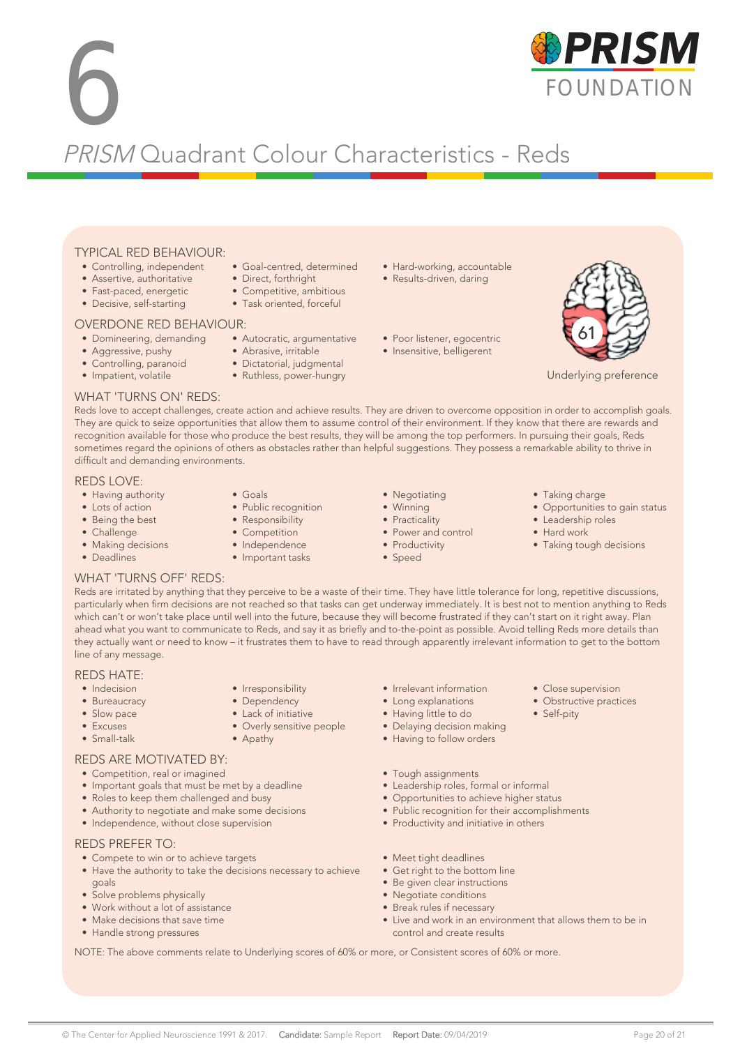# 6

## *PRISM* Quadrant Colour Characteristics - Reds

### TYPICAL RED BEHAVIOUR:

- Controlling, independent
- Assertive, authoritative
- Fast-paced, energetic
- Decisive, self-starting
- Goal-centred, determined
- Direct, forthright
- Competitive, ambitious
- Task oriented, forceful
- Hard-working, accountable
- Results-driven, daring

### OVERDONE RED BEHAVIOUR:

- Domineering, demanding
- Aggressive, pushy
- Controlling, paranoid
- Impatient, volatile
- Autocratic, argumentative
- Abrasive, irritable
- Dictatorial, judgmental
- Ruthless, power-hungry
- Poor listener, egocentric
- Insensitive, belligerent

61

Underlying preference

### WHAT 'TURNS ON' REDS:

Reds love to accept challenges, create action and achieve results. They are driven to overcome opposition in order to accomplish goals. They are quick to seize opportunities that allow them to assume control of their environment. If they know that there are rewards and recognition available for those who produce the best results, they will be among the top performers. In pursuing their goals, Reds sometimes regard the opinions of others as obstacles rather than helpful suggestions. They possess a remarkable ability to thrive in difficult and demanding environments.

### REDS LOVE:

- Having authority
- Lots of action
- Being the best
- Challenge
- Making decisions
- Deadlines
- Goals
- Public recognition
- Responsibility
- Competition
- Independence
- Important tasks
- Negotiating
- Winning
- Practicality
- Power and control
- Productivity
- Speed
- Taking charge
- Opportunities to gain status
- Leadership roles
- Hard work
- Taking tough decisions

### WHAT 'TURNS OFF' REDS:

Reds are irritated by anything that they perceive to be a waste of their time. They have little tolerance for long, repetitive discussions, particularly when firm decisions are not reached so that tasks can get underway immediately. It is best not to mention anything to Reds which can't or won't take place until well into the future, because they will become frustrated if they can't start on it right away. Plan ahead what you want to communicate to Reds, and say it as briefly and to-the-point as possible. Avoid telling Reds more details than they actually want or need to know – it frustrates them to have to read through apparently irrelevant information to get to the bottom line of any message.

### REDS HATE:

- Indecision
- Bureaucracy
- Slow pace
- Excuses
- Small-talk
- Irresponsibility
- Dependency
- Lack of initiative
- Overly sensitive people
- Apathy
- Irrelevant information
- Long explanations
- Having little to do
- Delaying decision making
- Having to follow orders
- Close supervision
- Obstructive practices
- Self-pity

### REDS ARE MOTIVATED BY:

- Competition, real or imagined
- Important goals that must be met by a deadline
- Roles to keep them challenged and busy
- Authority to negotiate and make some decisions
- Independence, without close supervision
- Tough assignments
- Leadership roles, formal or informal
- Opportunities to achieve higher status
- Public recognition for their accomplishments
- Productivity and initiative in others

### REDS PREFER TO:

- Compete to win or to achieve targets
- Have the authority to take the decisions necessary to achieve goals
- Solve problems physically
- Work without a lot of assistance
- Make decisions that save time
- Handle strong pressures
- Meet tight deadlines
- Get right to the bottom line
- Be given clear instructions
- Negotiate conditions
- Break rules if necessary
- Live and work in an environment that allows them to be in control and create results

NOTE: The above comments relate to Underlying scores of 60% or more, or Consistent scores of 60% or more.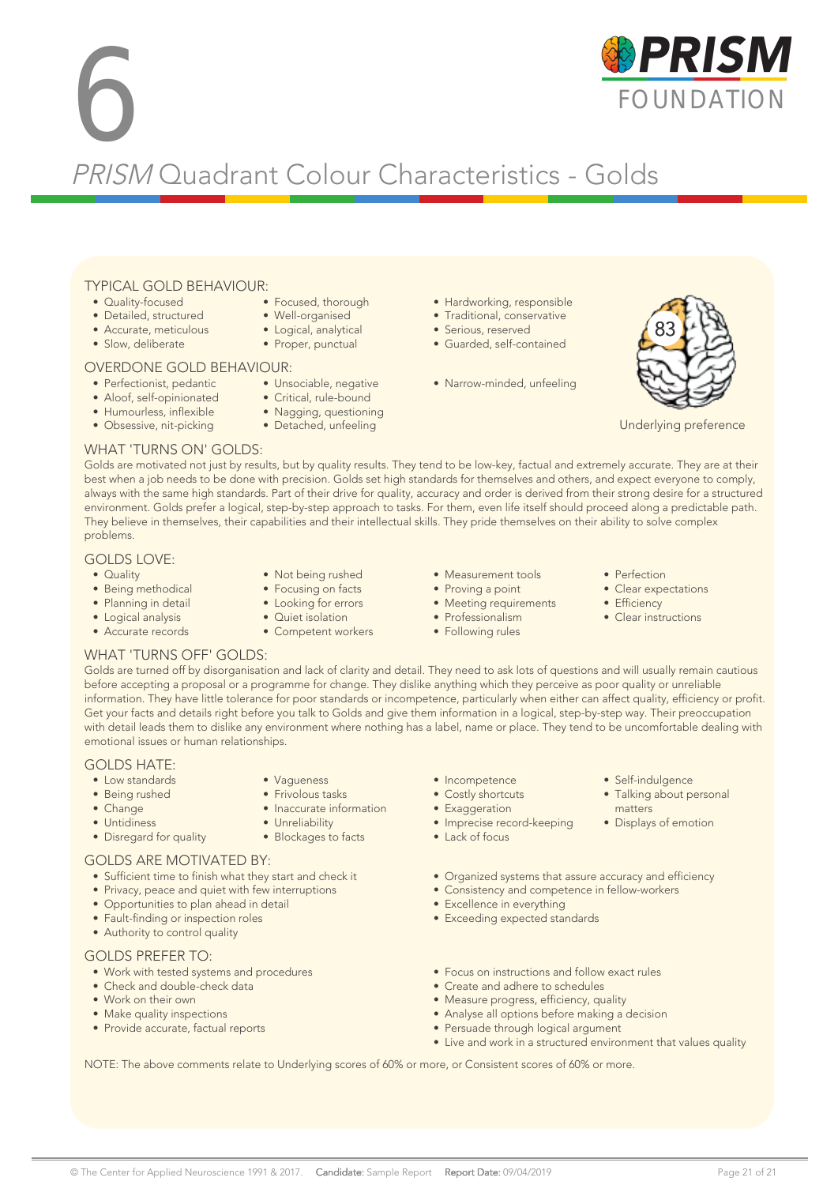# 6

# *PRISM* Quadrant Colour Characteristics - Golds

## TYPICAL GOLD BEHAVIOUR:

- Quality-focused
- Detailed, structured
- Accurate, meticulous
- Slow, deliberate
- Focused, thorough
- Well-organised
- Logical, analytical
- Proper, punctual
- Hardworking, responsible
- Traditional, conservative
- Serious, reserved
- Guarded, self-contained

83

Underlying preference

## OVERDONE GOLD BEHAVIOUR:

- Perfectionist, pedantic
- Aloof, self-opinionated
- Humourless, inflexible
- Obsessive, nit-picking
- Unsociable, negative
- Critical, rule-bound
- Nagging, questioning
- Detached, unfeeling
- Narrow-minded, unfeeling

## WHAT 'TURNS ON' GOLDS:

Golds are motivated not just by results, but by quality results. They tend to be low-key, factual and extremely accurate. They are at their best when a job needs to be done with precision. Golds set high standards for themselves and others, and expect everyone to comply, always with the same high standards. Part of their drive for quality, accuracy and order is derived from their strong desire for a structured environment. Golds prefer a logical, step-by-step approach to tasks. For them, even life itself should proceed along a predictable path. They believe in themselves, their capabilities and their intellectual skills. They pride themselves on their ability to solve complex problems.

## GOLDS LOVE:

- Quality
- Being methodical
- Planning in detail
- Logical analysis
- Accurate records
- Not being rushed
- Focusing on facts
- Looking for errors
- Quiet isolation
- Competent workers
- Measurement tools
- Proving a point
- Meeting requirements
- Professionalism
- Following rules
- Perfection
- Clear expectations
- Efficiency
- Clear instructions

## WHAT 'TURNS OFF' GOLDS:

Golds are turned off by disorganisation and lack of clarity and detail. They need to ask lots of questions and will usually remain cautious before accepting a proposal or a programme for change. They dislike anything which they perceive as poor quality or unreliable information. They have little tolerance for poor standards or incompetence, particularly when either can affect quality, efficiency or profit. Get your facts and details right before you talk to Golds and give them information in a logical, step-by-step way. Their preoccupation with detail leads them to dislike any environment where nothing has a label, name or place. They tend to be uncomfortable dealing with emotional issues or human relationships.

## GOLDS HATE:

- Low standards
- Being rushed
- Change
- Untidiness
- Disregard for quality
- Vagueness
- Frivolous tasks
- Inaccurate information
- Unreliability
- Blockages to facts
- Incompetence
- Costly shortcuts
- Exaggeration
- Imprecise record-keeping
- Lack of focus
- Self-indulgence
- Talking about personal matters
- Displays of emotion

## GOLDS ARE MOTIVATED BY:

- Sufficient time to finish what they start and check it
- Privacy, peace and quiet with few interruptions
- Opportunities to plan ahead in detail
- Fault-finding or inspection roles
- Authority to control quality
- Organized systems that assure accuracy and efficiency
- Consistency and competence in fellow-workers
- Excellence in everything
- Exceeding expected standards

## GOLDS PREFER TO:

- Work with tested systems and procedures
- Check and double-check data
- Work on their own
- Make quality inspections
- Provide accurate, factual reports
- Focus on instructions and follow exact rules
- Create and adhere to schedules
- Measure progress, efficiency, quality
- Analyse all options before making a decision
- Persuade through logical argument
- Live and work in a structured environment that values quality

NOTE: The above comments relate to Underlying scores of 60% or more, or Consistent scores of 60% or more.